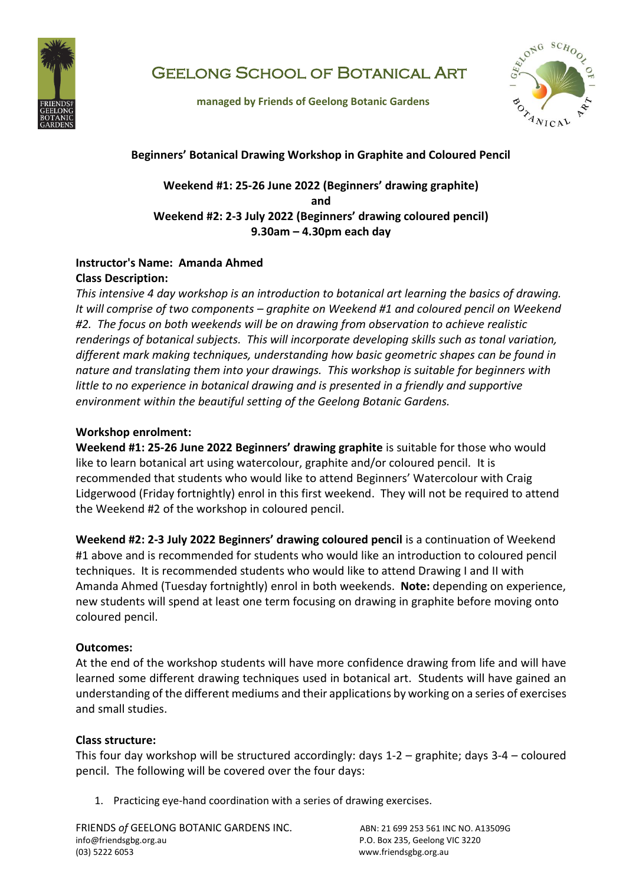# Geelong School of Botanical Art

**managed by Friends of Geelong Botanic Gardens**

## Beginners' Botanical Drawing Workshop in Graphite and Coloured Pencil

**Weekend #1: 25-26 June 2022 (Beginners' drawing graphite)**
**and**
**Weekend #2: 2-3 July 2022 (Beginners' drawing coloured pencil)**
**9.30am – 4.30pm each day**

**Instructor's Name: Amanda Ahmed**

**Class Description:**

*This intensive 4 day workshop is an introduction to botanical art learning the basics of drawing. It will comprise of two components – graphite on Weekend #1 and coloured pencil on Weekend #2. The focus on both weekends will be on drawing from observation to achieve realistic renderings of botanical subjects. This will incorporate developing skills such as tonal variation, different mark making techniques, understanding how basic geometric shapes can be found in nature and translating them into your drawings. This workshop is suitable for beginners with little to no experience in botanical drawing and is presented in a friendly and supportive environment within the beautiful setting of the Geelong Botanic Gardens.*

**Workshop enrolment:**

**Weekend #1: 25-26 June 2022 Beginners' drawing graphite** is suitable for those who would like to learn botanical art using watercolour, graphite and/or coloured pencil. It is recommended that students who would like to attend Beginners' Watercolour with Craig Lidgerwood (Friday fortnightly) enrol in this first weekend. They will not be required to attend the Weekend #2 of the workshop in coloured pencil.

**Weekend #2: 2-3 July 2022 Beginners' drawing coloured pencil** is a continuation of Weekend #1 above and is recommended for students who would like an introduction to coloured pencil techniques. It is recommended students who would like to attend Drawing I and II with Amanda Ahmed (Tuesday fortnightly) enrol in both weekends. **Note:** depending on experience, new students will spend at least one term focusing on drawing in graphite before moving onto coloured pencil.

**Outcomes:**

At the end of the workshop students will have more confidence drawing from life and will have learned some different drawing techniques used in botanical art. Students will have gained an understanding of the different mediums and their applications by working on a series of exercises and small studies.

**Class structure:**

This four day workshop will be structured accordingly: days 1-2 – graphite; days 3-4 – coloured pencil. The following will be covered over the four days:

1. Practicing eye-hand coordination with a series of drawing exercises.

FRIENDS *of* GEELONG BOTANIC GARDENS INC. ABN: 21 699 253 561 INC NO. A13509G
info@friendsgbg.org.au P.O. Box 235, Geelong VIC 3220
(03) 5222 6053 www.friendsgbg.org.au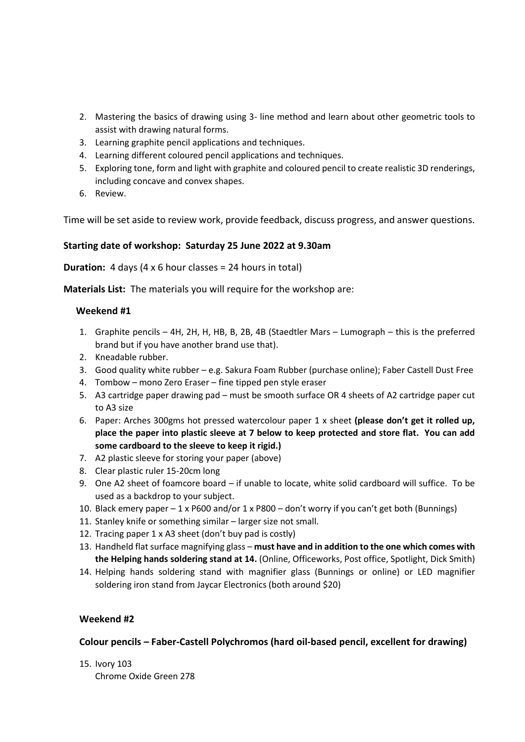2. Mastering the basics of drawing using 3- line method and learn about other geometric tools to assist with drawing natural forms.
3. Learning graphite pencil applications and techniques.
4. Learning different coloured pencil applications and techniques.
5. Exploring tone, form and light with graphite and coloured pencil to create realistic 3D renderings, including concave and convex shapes.
6. Review.

Time will be set aside to review work, provide feedback, discuss progress, and answer questions.

**Starting date of workshop: Saturday 25 June 2022 at 9.30am**

**Duration:** 4 days (4 x 6 hour classes = 24 hours in total)

**Materials List:** The materials you will require for the workshop are:

**Weekend #1**

1. Graphite pencils – 4H, 2H, H, HB, B, 2B, 4B (Staedtler Mars – Lumograph – this is the preferred brand but if you have another brand use that).
2. Kneadable rubber.
3. Good quality white rubber – e.g. Sakura Foam Rubber (purchase online); Faber Castell Dust Free
4. Tombow – mono Zero Eraser – fine tipped pen style eraser
5. A3 cartridge paper drawing pad – must be smooth surface OR 4 sheets of A2 cartridge paper cut to A3 size
6. Paper: Arches 300gms hot pressed watercolour paper 1 x sheet **(please don't get it rolled up, place the paper into plastic sleeve at 7 below to keep protected and store flat. You can add some cardboard to the sleeve to keep it rigid.)**
7. A2 plastic sleeve for storing your paper (above)
8. Clear plastic ruler 15-20cm long
9. One A2 sheet of foamcore board – if unable to locate, white solid cardboard will suffice. To be used as a backdrop to your subject.
10. Black emery paper – 1 x P600 and/or 1 x P800 – don't worry if you can't get both (Bunnings)
11. Stanley knife or something similar – larger size not small.
12. Tracing paper 1 x A3 sheet (don't buy pad is costly)
13. Handheld flat surface magnifying glass – **must have and in addition to the one which comes with the Helping hands soldering stand at 14.** (Online, Officeworks, Post office, Spotlight, Dick Smith)
14. Helping hands soldering stand with magnifier glass (Bunnings or online) or LED magnifier soldering iron stand from Jaycar Electronics (both around $20)

**Weekend #2**

**Colour pencils – Faber-Castell Polychromos (hard oil-based pencil, excellent for drawing)**

15. Ivory 103
    Chrome Oxide Green 278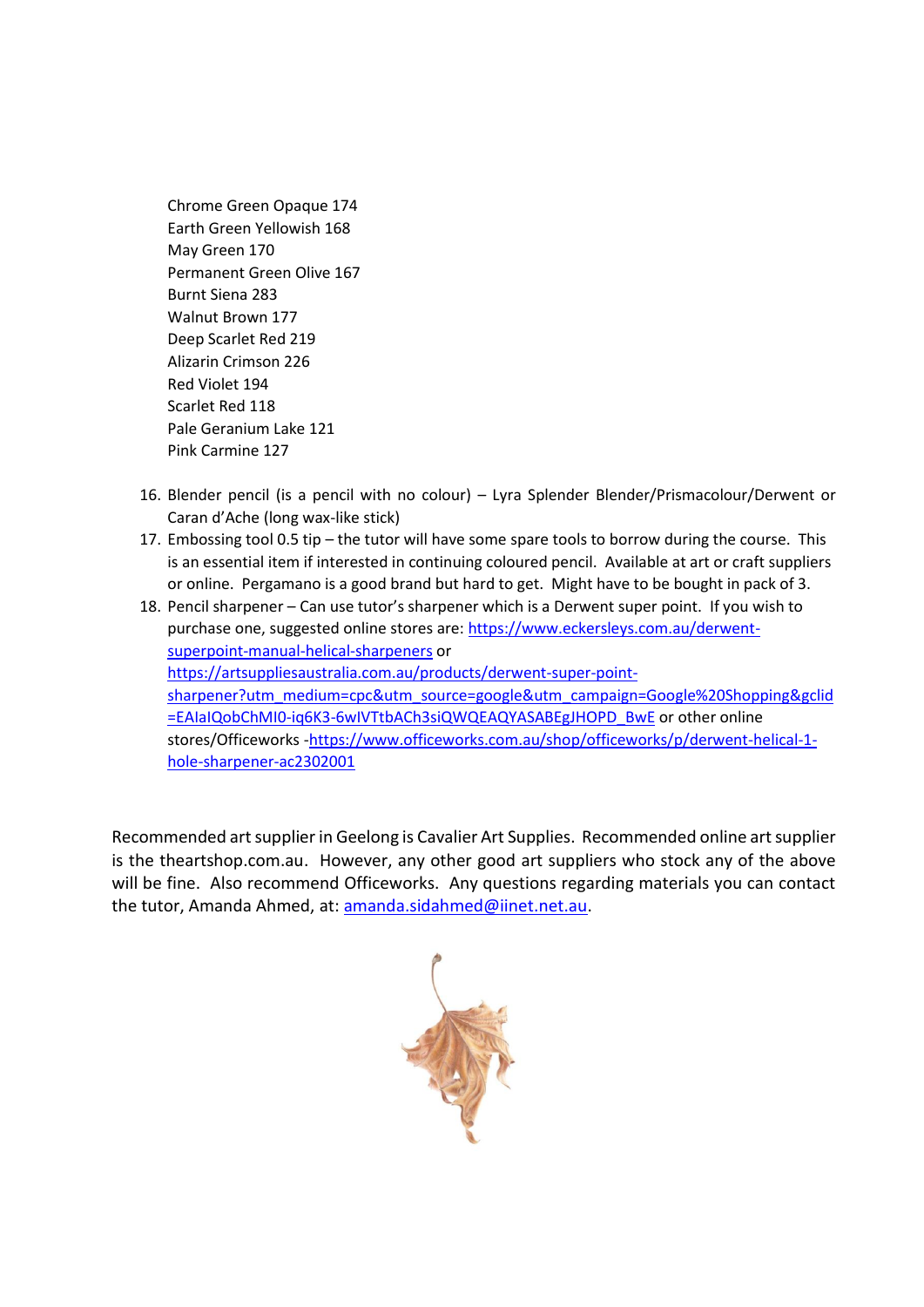Chrome Green Opaque 174
Earth Green Yellowish 168
May Green 170
Permanent Green Olive 167
Burnt Siena 283
Walnut Brown 177
Deep Scarlet Red 219
Alizarin Crimson 226
Red Violet 194
Scarlet Red 118
Pale Geranium Lake 121
Pink Carmine 127

16. Blender pencil (is a pencil with no colour) – Lyra Splender Blender/Prismacolour/Derwent or Caran d'Ache (long wax-like stick)
17. Embossing tool 0.5 tip – the tutor will have some spare tools to borrow during the course. This is an essential item if interested in continuing coloured pencil. Available at art or craft suppliers or online. Pergamano is a good brand but hard to get. Might have to be bought in pack of 3.
18. Pencil sharpener – Can use tutor's sharpener which is a Derwent super point. If you wish to purchase one, suggested online stores are: https://www.eckersleys.com.au/derwent-superpoint-manual-helical-sharpeners or https://artsuppliesaustralia.com.au/products/derwent-super-point-sharpener?utm_medium=cpc&utm_source=google&utm_campaign=Google%20Shopping&gclid=EAIaIQobChMI0-iq6K3-6wIVTtbACh3siQWQEAQYASABEgJHOPD_BwE or other online stores/Officeworks -https://www.officeworks.com.au/shop/officeworks/p/derwent-helical-1-hole-sharpener-ac2302001

Recommended art supplier in Geelong is Cavalier Art Supplies. Recommended online art supplier is the theartshop.com.au. However, any other good art suppliers who stock any of the above will be fine. Also recommend Officeworks. Any questions regarding materials you can contact the tutor, Amanda Ahmed, at: amanda.sidahmed@iinet.net.au.